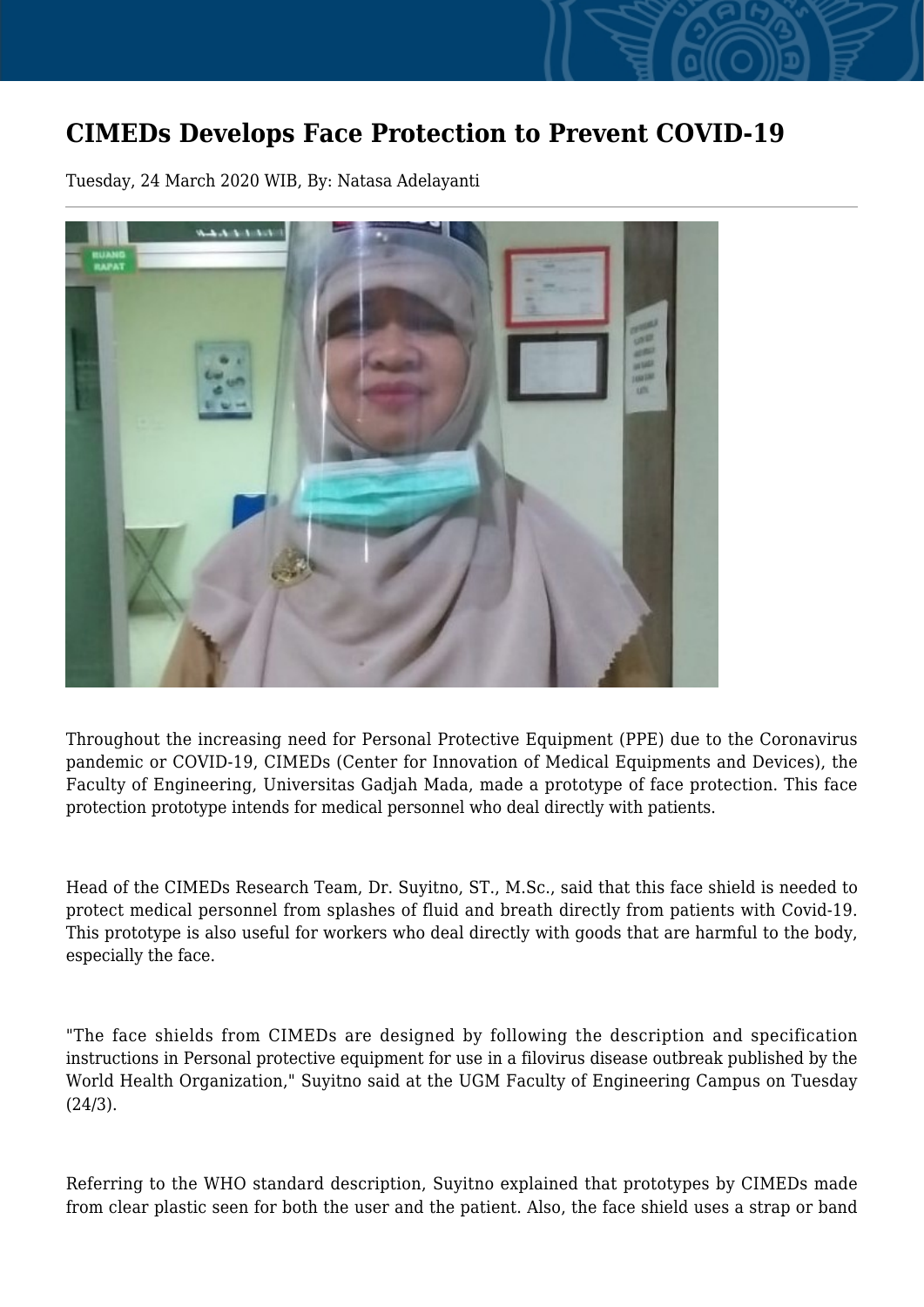# CIMEDs Develops Face Protection to Prevent COVID-19

Tuesday, 24 March 2020 WIB, By: Natasa Adelayanti

Throughout the increasing need for Personal Protective Equipment (PPE) due to the Coronavirus pandemic or COVID-19, CIMEDs (Center for Innovation of Medical Equipments and Devices), the Faculty of Engineering, Universitas Gadjah Mada, made a prototype of face protection. This face protection prototype intends for medical personnel who deal directly with patients.

Head of the CIMEDs Research Team, Dr. Suyitno, ST., M.Sc., said that this face shield is needed to protect medical personnel from splashes of fluid and breath directly from patients with Covid-19. This prototype is also useful for workers who deal directly with goods that are harmful to the body, especially the face.

"The face shields from CIMEDs are designed by following the description and specification instructions in Personal protective equipment for use in a filovirus disease outbreak published by the World Health Organization," Suyitno said at the UGM Faculty of Engineering Campus on Tuesday (24/3).

Referring to the WHO standard description, Suyitno explained that prototypes by CIMEDs made from clear plastic seen for both the user and the patient. Also, the face shield uses a strap or band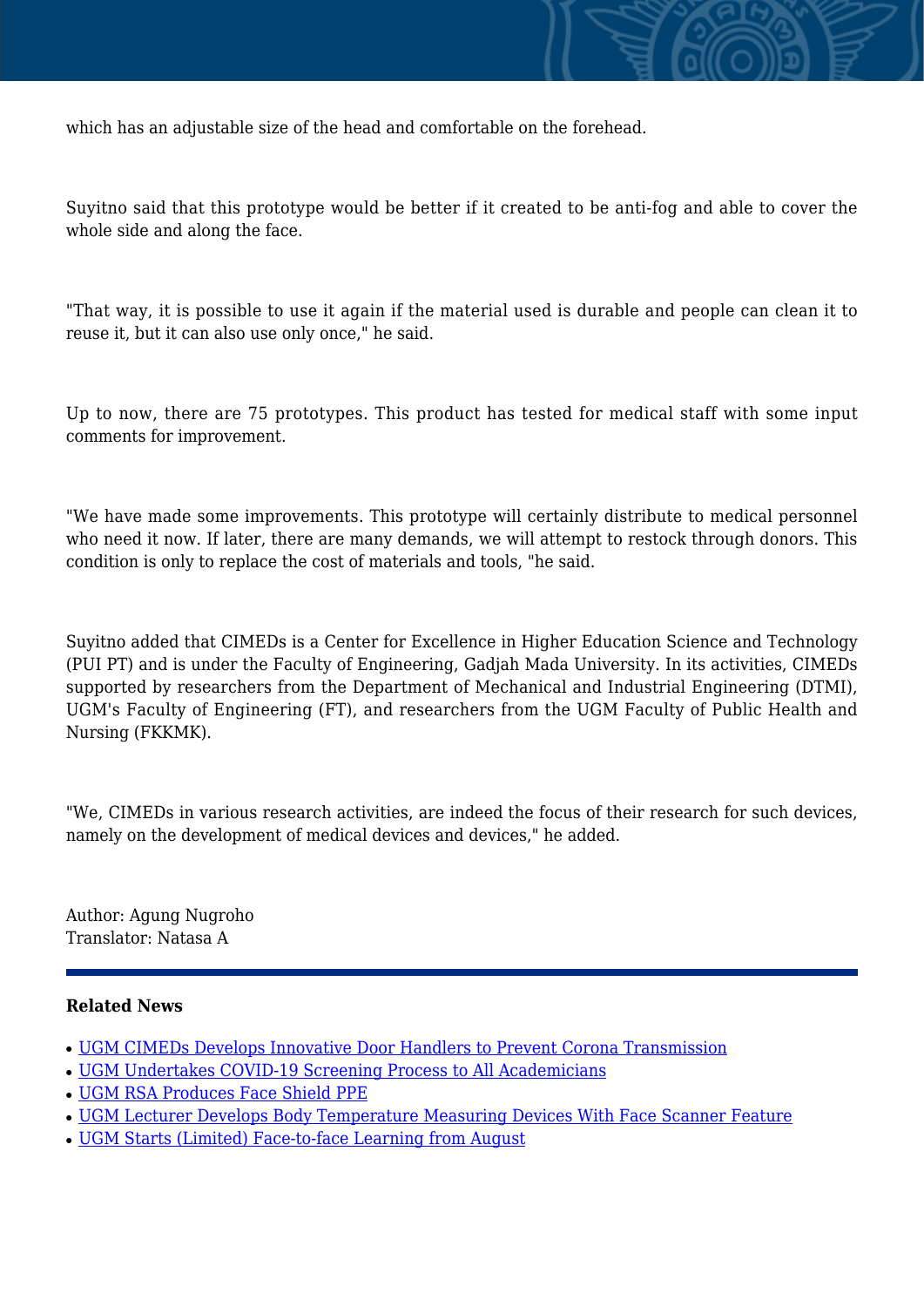which has an adjustable size of the head and comfortable on the forehead.

Suyitno said that this prototype would be better if it created to be anti-fog and able to cover the whole side and along the face.

"That way, it is possible to use it again if the material used is durable and people can clean it to reuse it, but it can also use only once," he said.

Up to now, there are 75 prototypes. This product has tested for medical staff with some input comments for improvement.

"We have made some improvements. This prototype will certainly distribute to medical personnel who need it now. If later, there are many demands, we will attempt to restock through donors. This condition is only to replace the cost of materials and tools, "he said.

Suyitno added that CIMEDs is a Center for Excellence in Higher Education Science and Technology (PUI PT) and is under the Faculty of Engineering, Gadjah Mada University. In its activities, CIMEDs supported by researchers from the Department of Mechanical and Industrial Engineering (DTMI), UGM's Faculty of Engineering (FT), and researchers from the UGM Faculty of Public Health and Nursing (FKKMK).

"We, CIMEDs in various research activities, are indeed the focus of their research for such devices, namely on the development of medical devices and devices," he added.

Author: Agung Nugroho
Translator: Natasa A

**Related News**

- UGM CIMEDs Develops Innovative Door Handlers to Prevent Corona Transmission
- UGM Undertakes COVID-19 Screening Process to All Academicians
- UGM RSA Produces Face Shield PPE
- UGM Lecturer Develops Body Temperature Measuring Devices With Face Scanner Feature
- UGM Starts (Limited) Face-to-face Learning from August